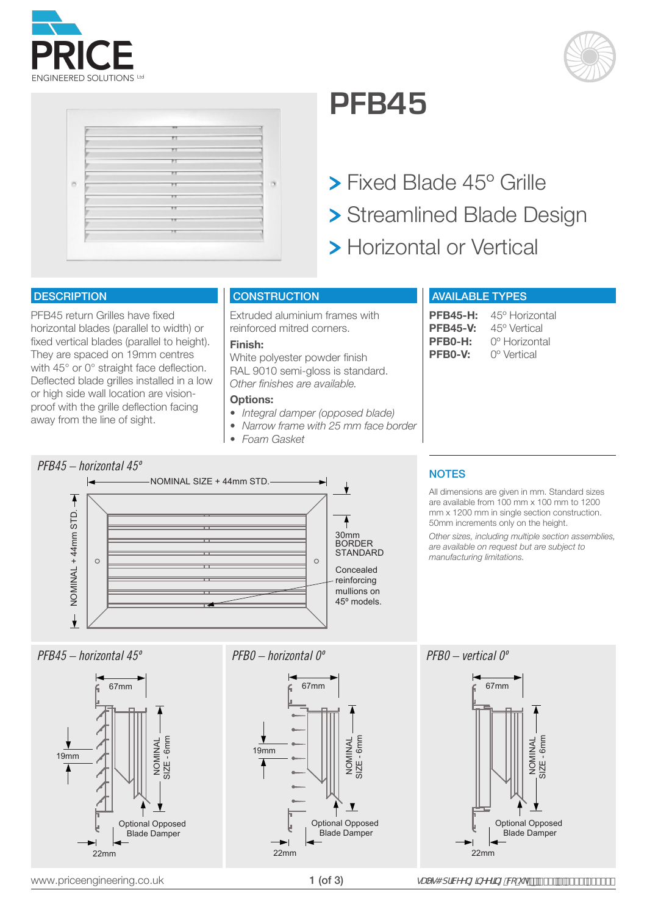# PFB45

> Fixed Blade 45° Grille
> Streamlined Blade Design
> Horizontal or Vertical

## DESCRIPTION

PFB45 return Grilles have fixed horizontal blades (parallel to width) or fixed vertical blades (parallel to height). They are spaced on 19mm centres with 45° or 0° straight face deflection. Deflected blade grilles installed in a low or high side wall location are vision-proof with the grille deflection facing away from the line of sight.

## CONSTRUCTION

Extruded aluminium frames with reinforced mitred corners.

**Finish:**
White polyester powder finish RAL 9010 semi-gloss is standard.
*Other finishes are available.*

**Options:**
- *Integral damper (opposed blade)*
- *Narrow frame with 25 mm face border*
- *Foam Gasket*

## AVAILABLE TYPES

| | |
|---|---|
| **PFB45-H:** | 45° Horizontal |
| **PFB45-V:** | 45° Vertical |
| **PFB0-H:** | 0° Horizontal |
| **PFB0-V:** | 0° Vertical |

*PFB45 – horizontal 45°*

NOMINAL SIZE + 44mm STD.
NOMINAL + 44mm STD.
30mm BORDER STANDARD
Concealed reinforcing mullions on 45° models.

## NOTES

All dimensions are given in mm. Standard sizes are available from 100 mm x 100 mm to 1200 mm x 1200 mm in single section construction. 50mm increments only on the height.

*Other sizes, including multiple section assemblies, are available on request but are subject to manufacturing limitations.*

*PFB45 – horizontal 45°*

67mm, 19mm, NOMINAL SIZE - 6mm, Optional Opposed Blade Damper, 22mm

*PFB0 – horizontal 0°*

67mm, 19mm, NOMINAL SIZE - 6mm, Optional Opposed Blade Damper, 22mm

*PFB0 – vertical 0°*

67mm, NOMINAL SIZE - 6mm, Optional Opposed Blade Damper, 22mm

www.priceengineering.co.uk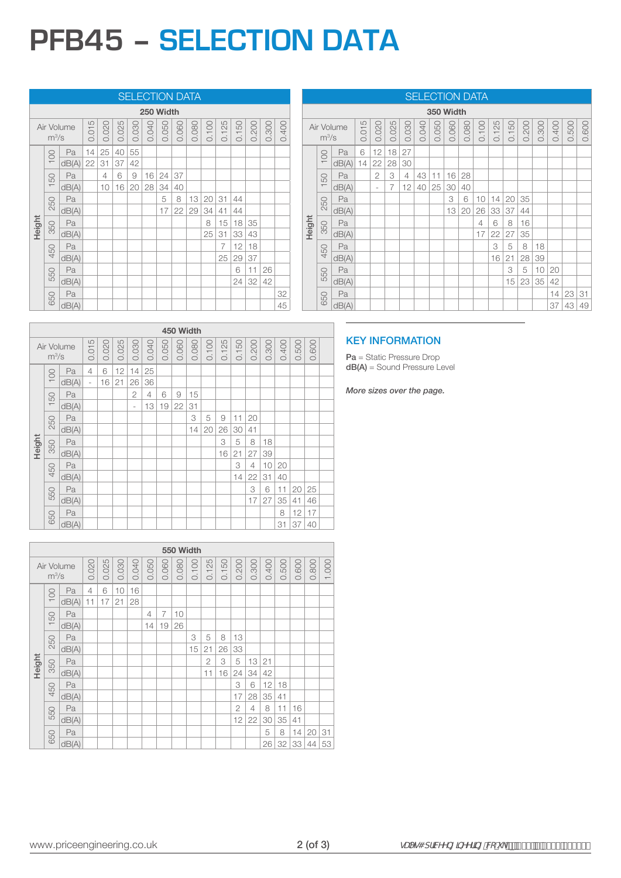# PFB45 – SELECTION DATA

## SELECTION DATA

**250 Width**

| Height | | Air Volume m³/s | 0.015 | 0.020 | 0.025 | 0.030 | 0.040 | 0.050 | 0.060 | 0.080 | 0.100 | 0.125 | 0.150 | 0.200 | 0.300 | 0.400 |
|---|---|---|---|---|---|---|---|---|---|---|---|---|---|---|---|---|
| Height | 100 | Pa | 14 | 25 | 40 | 55 | | | | | | | | | | |
| | | dB(A) | 22 | 31 | 37 | 42 | | | | | | | | | | |
| | 150 | Pa | | 4 | 6 | 9 | 16 | 24 | 37 | | | | | | | |
| | | dB(A) | | 10 | 16 | 20 | 28 | 34 | 40 | | | | | | | |
| | 250 | Pa | | | | | | 5 | 8 | 13 | 20 | 31 | 44 | | | |
| | | dB(A) | | | | | | 17 | 22 | 29 | 34 | 41 | 44 | | | |
| | 350 | Pa | | | | | | | | | 8 | 15 | 18 | 35 | | |
| | | dB(A) | | | | | | | | | 25 | 31 | 33 | 43 | | |
| | 450 | Pa | | | | | | | | | | 7 | 12 | 18 | | |
| | | dB(A) | | | | | | | | | | 25 | 29 | 37 | | |
| | 550 | Pa | | | | | | | | | | | 6 | 11 | 26 | |
| | | dB(A) | | | | | | | | | | | 24 | 32 | 42 | |
| | 650 | Pa | | | | | | | | | | | | | | 32 |
| | | dB(A) | | | | | | | | | | | | | | 45 |

## SELECTION DATA

**350 Width**

| Height | | Air Volume m³/s | 0.015 | 0.020 | 0.025 | 0.030 | 0.040 | 0.050 | 0.060 | 0.080 | 0.100 | 0.125 | 0.150 | 0.200 | 0.300 | 0.400 | 0.500 | 0.600 |
|---|---|---|---|---|---|---|---|---|---|---|---|---|---|---|---|---|---|---|
| Height | 100 | Pa | 6 | 12 | 18 | 27 | | | | | | | | | | | | |
| | | dB(A) | 14 | 22 | 28 | 30 | | | | | | | | | | | | |
| | 150 | Pa | | 2 | 3 | 4 | 43 | 11 | 16 | 28 | | | | | | | | |
| | | dB(A) | | - | 7 | 12 | 40 | 25 | 30 | 40 | | | | | | | | |
| | 250 | Pa | | | | | | | 3 | 6 | 10 | 14 | 20 | 35 | | | | |
| | | dB(A) | | | | | | | 13 | 20 | 26 | 33 | 37 | 44 | | | | |
| | 350 | Pa | | | | | | | | | 4 | 6 | 8 | 16 | | | | |
| | | dB(A) | | | | | | | | | 17 | 22 | 27 | 35 | | | | |
| | 450 | Pa | | | | | | | | | | 3 | 5 | 8 | 18 | | | |
| | | dB(A) | | | | | | | | | | 16 | 21 | 28 | 39 | | | |
| | 550 | Pa | | | | | | | | | | | 3 | 5 | 10 | 20 | | |
| | | dB(A) | | | | | | | | | | | 15 | 23 | 35 | 42 | | |
| | 650 | Pa | | | | | | | | | | | | | | 14 | 23 | 31 |
| | | dB(A) | | | | | | | | | | | | | | 37 | 43 | 49 |

**450 Width**

| Height | | Air Volume m³/s | 0.015 | 0.020 | 0.025 | 0.030 | 0.040 | 0.050 | 0.060 | 0.080 | 0.100 | 0.125 | 0.150 | 0.200 | 0.300 | 0.400 | 0.500 | 0.600 |
|---|---|---|---|---|---|---|---|---|---|---|---|---|---|---|---|---|---|---|
| Height | 100 | Pa | 4 | 6 | 12 | 14 | 25 | | | | | | | | | | | |
| | | dB(A) | - | 16 | 21 | 26 | 36 | | | | | | | | | | | |
| | 150 | Pa | | | | 2 | 4 | 6 | 9 | 15 | | | | | | | | |
| | | dB(A) | | | | - | 13 | 19 | 22 | 31 | | | | | | | | |
| | 250 | Pa | | | | | | | | 3 | 5 | 9 | 11 | 20 | | | | |
| | | dB(A) | | | | | | | | 14 | 20 | 26 | 30 | 41 | | | | |
| | 350 | Pa | | | | | | | | | | 3 | 5 | 8 | 18 | | | |
| | | dB(A) | | | | | | | | | | 16 | 21 | 27 | 39 | | | |
| | 450 | Pa | | | | | | | | | | | 3 | 4 | 10 | 20 | | |
| | | dB(A) | | | | | | | | | | | 14 | 22 | 31 | 40 | | |
| | 550 | Pa | | | | | | | | | | | | 3 | 6 | 11 | 20 | 25 |
| | | dB(A) | | | | | | | | | | | | 17 | 27 | 35 | 41 | 46 |
| | 650 | Pa | | | | | | | | | | | | | | 8 | 12 | 17 |
| | | dB(A) | | | | | | | | | | | | | | 31 | 37 | 40 |

**550 Width**

| Height | | Air Volume m³/s | 0.020 | 0.025 | 0.030 | 0.040 | 0.050 | 0.060 | 0.080 | 0.100 | 0.125 | 0.150 | 0.200 | 0.300 | 0.400 | 0.500 | 0.600 | 0.800 | 1.000 |
|---|---|---|---|---|---|---|---|---|---|---|---|---|---|---|---|---|---|---|---|
| Height | 100 | Pa | 4 | 6 | 10 | 16 | | | | | | | | | | | | | |
| | | dB(A) | 11 | 17 | 21 | 28 | | | | | | | | | | | | | |
| | 150 | Pa | | | | | 4 | 7 | 10 | | | | | | | | | | |
| | | dB(A) | | | | | 14 | 19 | 26 | | | | | | | | | | |
| | 250 | Pa | | | | | | | | 3 | 5 | 8 | 13 | | | | | | |
| | | dB(A) | | | | | | | | 15 | 21 | 26 | 33 | | | | | | |
| | 350 | Pa | | | | | | | | | 2 | 3 | 5 | 13 | 21 | | | | |
| | | dB(A) | | | | | | | | | 11 | 16 | 24 | 34 | 42 | | | | |
| | 450 | Pa | | | | | | | | | | | 3 | 6 | 12 | 18 | | | |
| | | dB(A) | | | | | | | | | | | 17 | 28 | 35 | 41 | | | |
| | 550 | Pa | | | | | | | | | | | 2 | 4 | 8 | 11 | 16 | | |
| | | dB(A) | | | | | | | | | | | 12 | 22 | 30 | 35 | 41 | | |
| | 650 | Pa | | | | | | | | | | | | | 5 | 8 | 14 | 20 | 31 |
| | | dB(A) | | | | | | | | | | | | | 26 | 32 | 33 | 44 | 53 |

## KEY INFORMATION

**Pa** = Static Pressure Drop
**dB(A)** = Sound Pressure Level

*More sizes over the page.*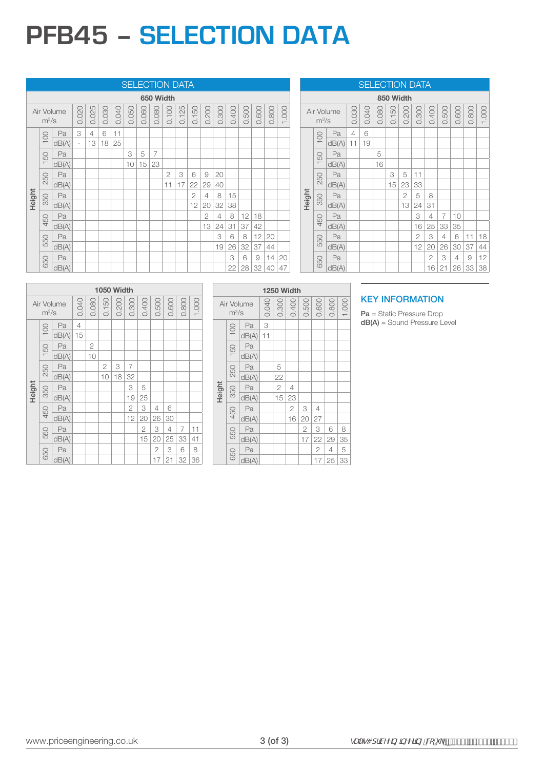# PFB45 – SELECTION DATA

## SELECTION DATA

### 650 Width

| Height | | Air Volume $m^3/s$ | 0.020 | 0.025 | 0.030 | 0.040 | 0.050 | 0.060 | 0.080 | 0.100 | 0.125 | 0.150 | 0.200 | 0.300 | 0.400 | 0.500 | 0.600 | 0.800 | 1.000 |
|---|---|---|---|---|---|---|---|---|---|---|---|---|---|---|---|---|---|---|---|
| Height | 100 | Pa | 3 | 4 | 6 | 11 | | | | | | | | | | | | | |
| | | dB(A) | - | 13 | 18 | 25 | | | | | | | | | | | | | |
| | 150 | Pa | | | | | 3 | 5 | 7 | | | | | | | | | | |
| | | dB(A) | | | | | 10 | 15 | 23 | | | | | | | | | | |
| | 250 | Pa | | | | | | | | 2 | 3 | 6 | 9 | 20 | | | | | |
| | | dB(A) | | | | | | | | 11 | 17 | 22 | 29 | 40 | | | | | |
| | 350 | Pa | | | | | | | | | | 2 | 4 | 8 | 15 | | | | |
| | | dB(A) | | | | | | | | | | 12 | 20 | 32 | 38 | | | | |
| | 450 | Pa | | | | | | | | | | | 2 | 4 | 8 | 12 | 18 | | |
| | | dB(A) | | | | | | | | | | | 13 | 24 | 31 | 37 | 42 | | |
| | 550 | Pa | | | | | | | | | | | | 3 | 6 | 8 | 12 | 20 | |
| | | dB(A) | | | | | | | | | | | | 19 | 26 | 32 | 37 | 44 | |
| | 650 | Pa | | | | | | | | | | | | | 3 | 6 | 9 | 14 | 20 |
| | | dB(A) | | | | | | | | | | | | | 22 | 28 | 32 | 40 | 47 |

## SELECTION DATA

### 850 Width

| Height | | Air Volume $m^3/s$ | 0.030 | 0.040 | 0.080 | 0.150 | 0.200 | 0.300 | 0.400 | 0.500 | 0.600 | 0.800 | 1.000 |
|---|---|---|---|---|---|---|---|---|---|---|---|---|---|
| Height | 100 | Pa | 4 | 6 | | | | | | | | | |
| | | dB(A) | 11 | 19 | | | | | | | | | |
| | 150 | Pa | | | 5 | | | | | | | | |
| | | dB(A) | | | 16 | | | | | | | | |
| | 250 | Pa | | | | 3 | 5 | 11 | | | | | |
| | | dB(A) | | | | 15 | 23 | 33 | | | | | |
| | 350 | Pa | | | | | 2 | 5 | 8 | | | | |
| | | dB(A) | | | | | 13 | 24 | 31 | | | | |
| | 450 | Pa | | | | | | 3 | 4 | 7 | 10 | | |
| | | dB(A) | | | | | | 16 | 25 | 33 | 35 | | |
| | 550 | Pa | | | | | | 2 | 3 | 4 | 6 | 11 | 18 |
| | | dB(A) | | | | | | 12 | 20 | 26 | 30 | 37 | 44 |
| | 650 | Pa | | | | | | | 2 | 3 | 4 | 9 | 12 |
| | | dB(A) | | | | | | | 16 | 21 | 26 | 33 | 38 |

### 1050 Width

| Height | | Air Volume $m^3/s$ | 0.040 | 0.080 | 0.150 | 0.200 | 0.300 | 0.400 | 0.500 | 0.600 | 0.800 | 1.000 |
|---|---|---|---|---|---|---|---|---|---|---|---|---|
| Height | 100 | Pa | 4 | | | | | | | | | |
| | | dB(A) | 15 | | | | | | | | | |
| | 150 | Pa | | 2 | | | | | | | | |
| | | dB(A) | | 10 | | | | | | | | |
| | 250 | Pa | | | 2 | 3 | 7 | | | | | |
| | | dB(A) | | | 10 | 18 | 32 | | | | | |
| | 350 | Pa | | | | | 3 | 5 | | | | |
| | | dB(A) | | | | | 19 | 25 | | | | |
| | 450 | Pa | | | | | 2 | 3 | 4 | 6 | | |
| | | dB(A) | | | | | 12 | 20 | 26 | 30 | | |
| | 550 | Pa | | | | | | 2 | 3 | 4 | 7 | 11 |
| | | dB(A) | | | | | | 15 | 20 | 25 | 33 | 41 |
| | 650 | Pa | | | | | | | 2 | 3 | 6 | 8 |
| | | dB(A) | | | | | | | 17 | 21 | 32 | 36 |

### 1250 Width

| Height | | Air Volume $m^3/s$ | 0.040 | 0.300 | 0.400 | 0.500 | 0.600 | 0.800 | 1.000 |
|---|---|---|---|---|---|---|---|---|---|
| Height | 100 | Pa | 3 | | | | | | |
| | | dB(A) | 11 | | | | | | |
| | 150 | Pa | | | | | | | |
| | | dB(A) | | | | | | | |
| | 250 | Pa | | 5 | | | | | |
| | | dB(A) | | 22 | | | | | |
| | 350 | Pa | | 2 | 4 | | | | |
| | | dB(A) | | 15 | 23 | | | | |
| | 450 | Pa | | | 2 | 3 | 4 | | |
| | | dB(A) | | | 16 | 20 | 27 | | |
| | 550 | Pa | | | | 2 | 3 | 6 | 8 |
| | | dB(A) | | | | 17 | 22 | 29 | 35 |
| | 650 | Pa | | | | | 2 | 4 | 5 |
| | | dB(A) | | | | | 17 | 25 | 33 |

## KEY INFORMATION

**Pa** = Static Pressure Drop
**dB(A)** = Sound Pressure Level